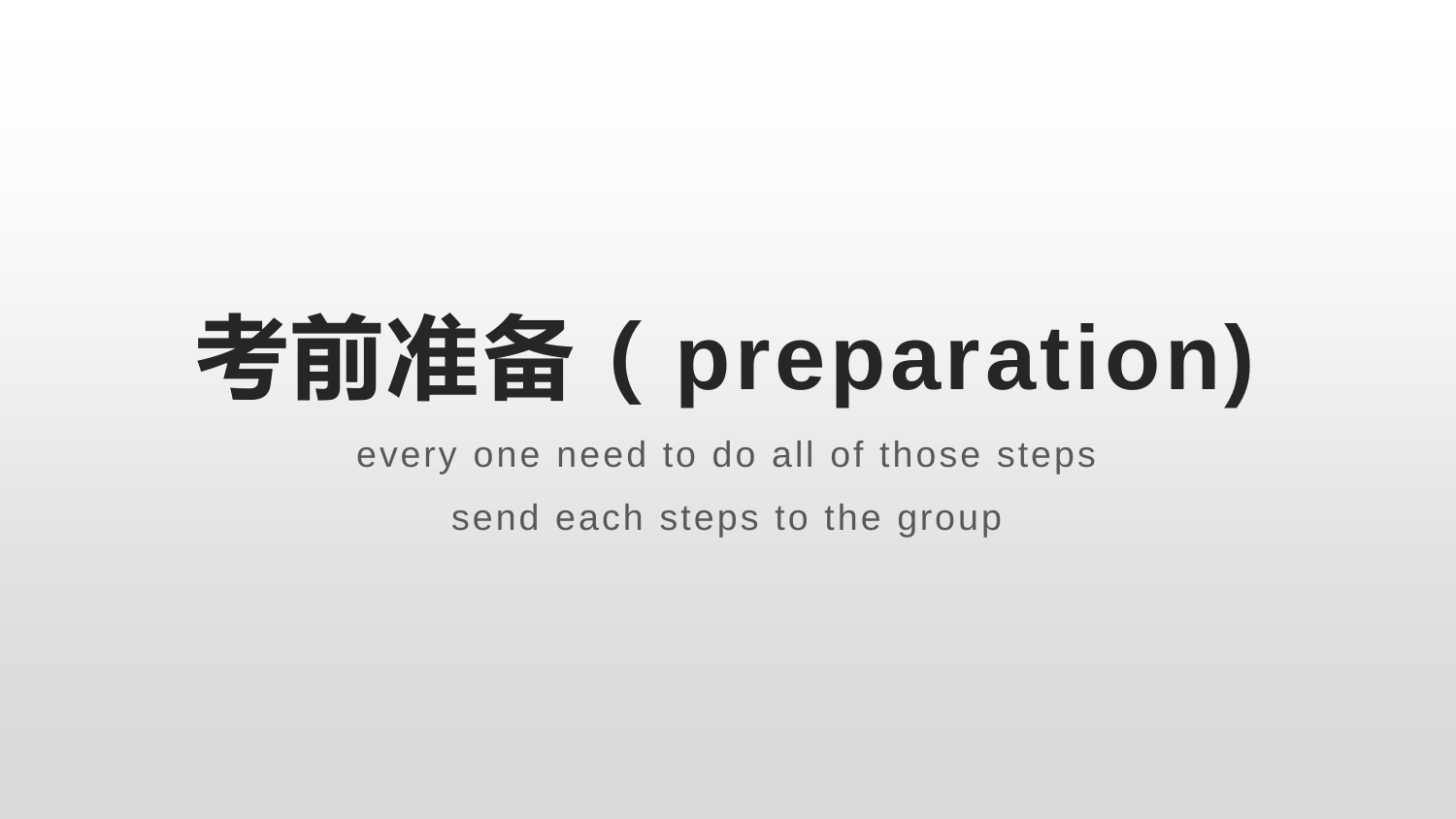# 考前准备（ preparation)

every one need to do all of those steps

send each steps to the group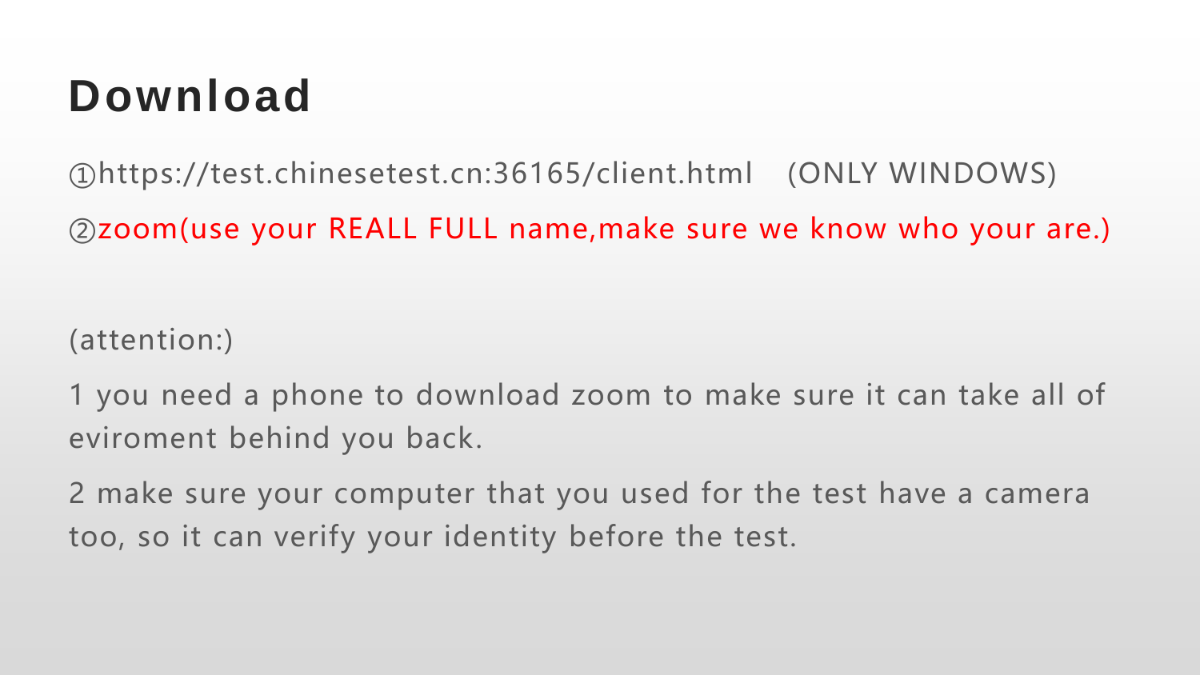# Download

①https://test.chinesetest.cn:36165/client.html (ONLY WINDOWS)

②zoom(use your REALL FULL name,make sure we know who your are.)

(attention:)

1 you need a phone to download zoom to make sure it can take all of eviroment behind you back.

2 make sure your computer that you used for the test have a camera too, so it can verify your identity before the test.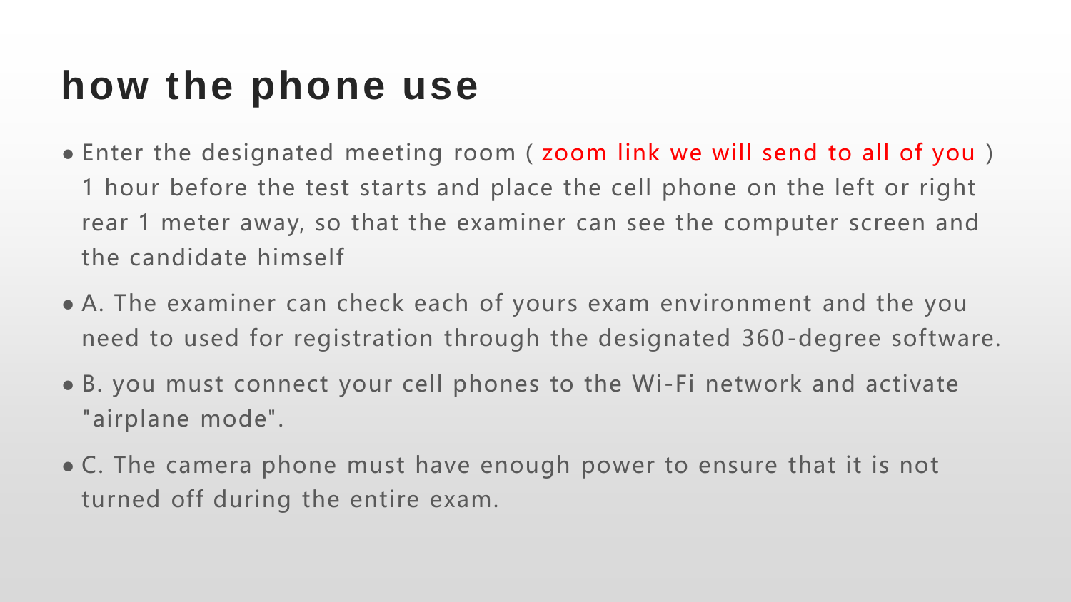# how the phone use

- Enter the designated meeting room ( zoom link we will send to all of you ) 1 hour before the test starts and place the cell phone on the left or right rear 1 meter away, so that the examiner can see the computer screen and the candidate himself
- A. The examiner can check each of yours exam environment and the you need to used for registration through the designated 360-degree software.
- B. you must connect your cell phones to the Wi-Fi network and activate "airplane mode".
- C. The camera phone must have enough power to ensure that it is not turned off during the entire exam.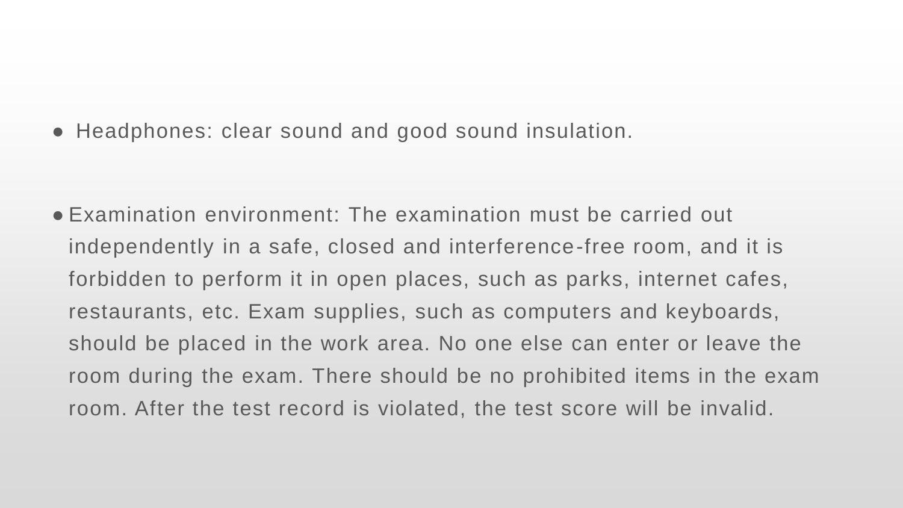- Headphones: clear sound and good sound insulation.

- Examination environment: The examination must be carried out independently in a safe, closed and interference-free room, and it is forbidden to perform it in open places, such as parks, internet cafes, restaurants, etc. Exam supplies, such as computers and keyboards, should be placed in the work area. No one else can enter or leave the room during the exam. There should be no prohibited items in the exam room. After the test record is violated, the test score will be invalid.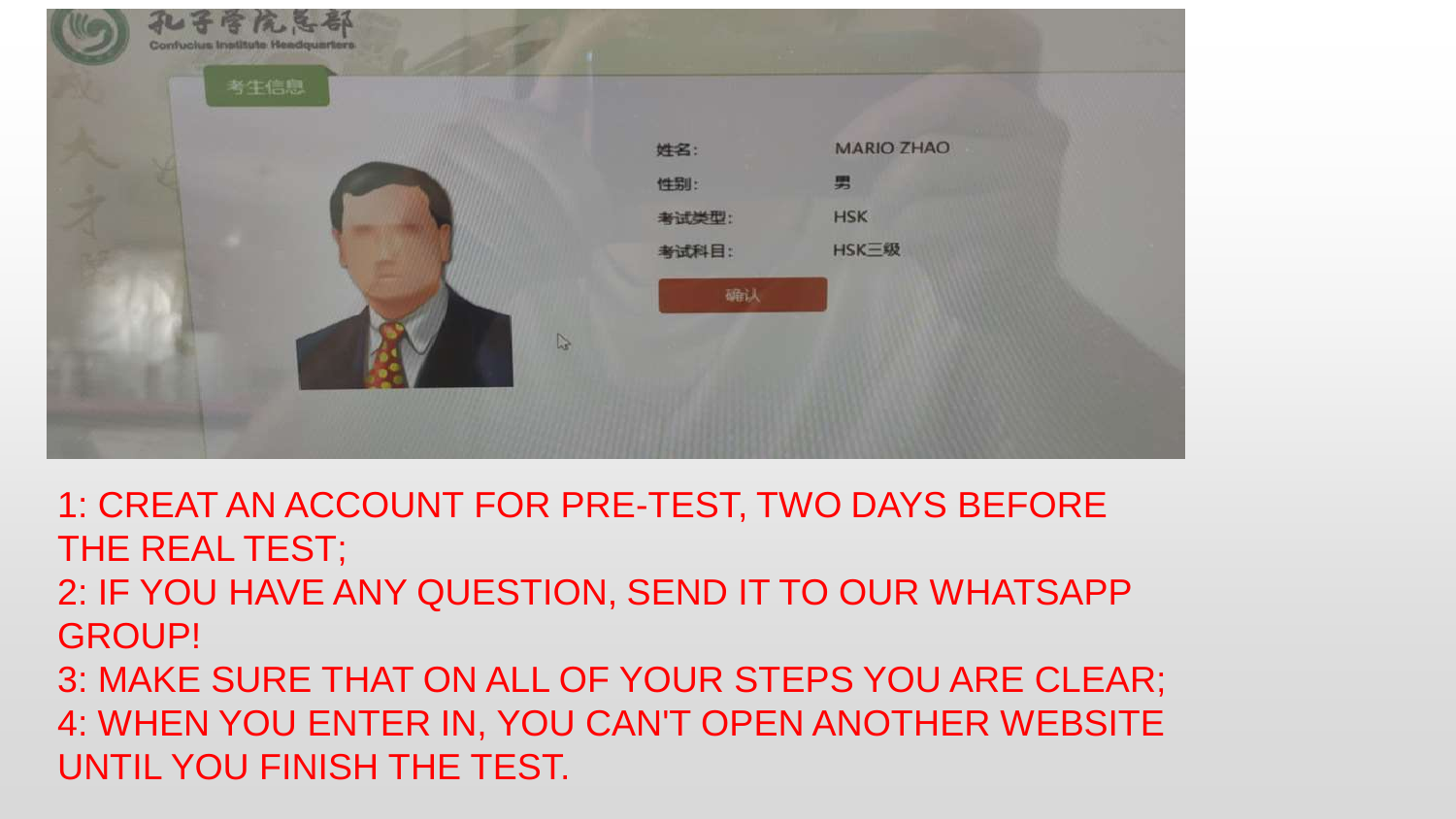1: CREAT AN ACCOUNT FOR PRE-TEST, TWO DAYS BEFORE THE REAL TEST;
2: IF YOU HAVE ANY QUESTION, SEND IT TO OUR WHATSAPP GROUP!
3: MAKE SURE THAT ON ALL OF YOUR STEPS YOU ARE CLEAR;
4: WHEN YOU ENTER IN, YOU CAN'T OPEN ANOTHER WEBSITE UNTIL YOU FINISH THE TEST.